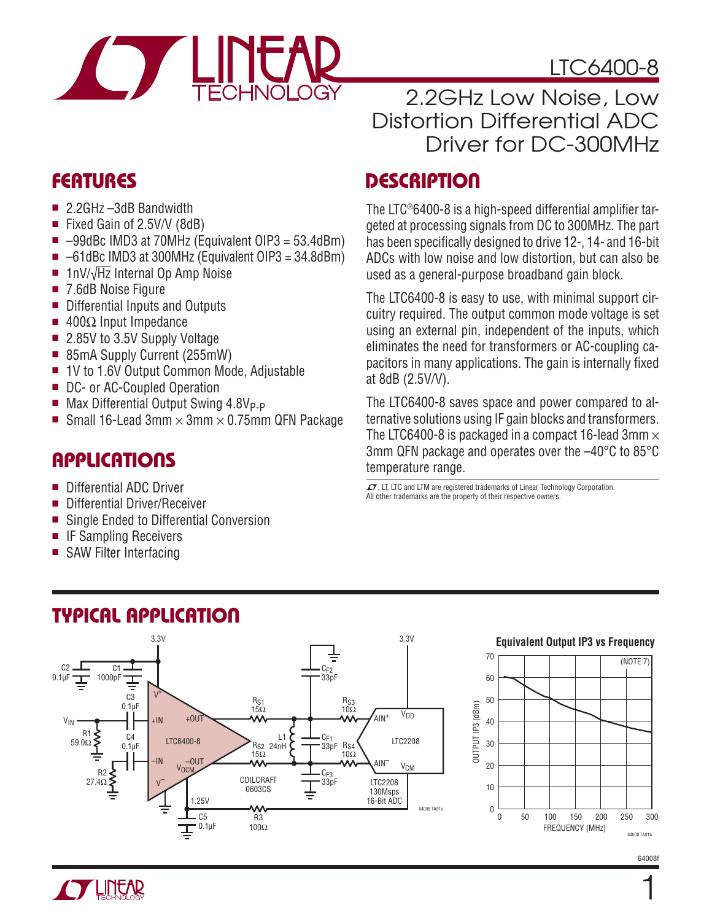# LTC6400-8

## 2.2GHz Low Noise, Low Distortion Differential ADC Driver for DC-300MHz

## FEATURES

- 2.2GHz –3dB Bandwidth
- Fixed Gain of 2.5V/V (8dB)
- –99dBc IMD3 at 70MHz (Equivalent OIP3 = 53.4dBm)
- –61dBc IMD3 at 300MHz (Equivalent OIP3 = 34.8dBm)
- 1nV/√Hz Internal Op Amp Noise
- 7.6dB Noise Figure
- Differential Inputs and Outputs
- 400Ω Input Impedance
- 2.85V to 3.5V Supply Voltage
- 85mA Supply Current (255mW)
- 1V to 1.6V Output Common Mode, Adjustable
- DC- or AC-Coupled Operation
- Max Differential Output Swing 4.8$V_{P-P}$
- Small 16-Lead 3mm × 3mm × 0.75mm QFN Package

## APPLICATIONS

- Differential ADC Driver
- Differential Driver/Receiver
- Single Ended to Differential Conversion
- IF Sampling Receivers
- SAW Filter Interfacing

## DESCRIPTION

The LTC®6400-8 is a high-speed differential amplifier targeted at processing signals from DC to 300MHz. The part has been specifically designed to drive 12-, 14- and 16-bit ADCs with low noise and low distortion, but can also be used as a general-purpose broadband gain block.

The LTC6400-8 is easy to use, with minimal support circuitry required. The output common mode voltage is set using an external pin, independent of the inputs, which eliminates the need for transformers or AC-coupling capacitors in many applications. The gain is internally fixed at 8dB (2.5V/V).

The LTC6400-8 saves space and power compared to alternative solutions using IF gain blocks and transformers. The LTC6400-8 is packaged in a compact 16-lead 3mm × 3mm QFN package and operates over the –40°C to 85°C temperature range.

LT, LTC and LTM are registered trademarks of Linear Technology Corporation. All other trademarks are the property of their respective owners.

## TYPICAL APPLICATION

Equivalent Output IP3 vs Frequency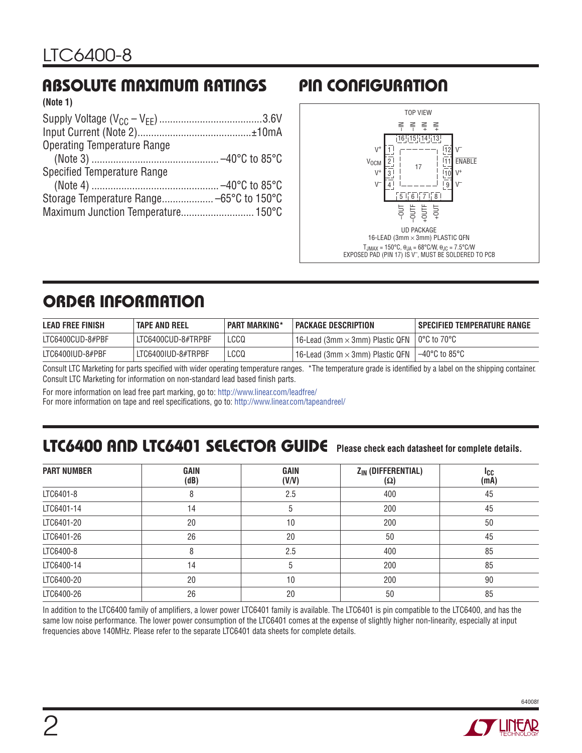## ABSOLUTE MAXIMUM RATINGS

**(Note 1)**

Supply Voltage ($V_{CC} – V_{EE}$) ......................................3.6V
Input Current (Note 2)..........................................±10mA
Operating Temperature Range
(Note 3) ............................................... –40°C to 85°C
Specified Temperature Range
(Note 4) ............................................... –40°C to 85°C
Storage Temperature Range................... –65°C to 150°C
Maximum Junction Temperature........................... 150°C

## PIN CONFIGURATION

TOP VIEW

| Pin | Name | Pin | Name |
|---|---|---|---|
| 1 | $V^+$ | 12 | $V^–$ |
| 2 | $V_{OCM}$ | 11 | $\overline{ENABLE}$ |
| 3 | $V^+$ | 10 | $V^+$ |
| 4 | $V^–$ | 9 | $V^–$ |
| 5 | –OUT | 13 | +IN |
| 6 | –OUTF | 14 | +IN |
| 7 | +OUTF | 15 | –IN |
| 8 | +OUT | 16 | –IN |
| 17 | Exposed Pad | | |

UD PACKAGE
16-LEAD (3mm × 3mm) PLASTIC QFN
$T_{JMAX} = 150°C$, $\theta_{JA} = 68°C/W$, $\theta_{JC} = 7.5°C/W$
EXPOSED PAD (PIN 17) IS $V^–$, MUST BE SOLDERED TO PCB

## ORDER INFORMATION

| LEAD FREE FINISH | TAPE AND REEL | PART MARKING* | PACKAGE DESCRIPTION | SPECIFIED TEMPERATURE RANGE |
|---|---|---|---|---|
| LTC6400CUD-8#PBF | LTC6400CUD-8#TRPBF | LCCQ | 16-Lead (3mm × 3mm) Plastic QFN | 0°C to 70°C |
| LTC6400IUD-8#PBF | LTC6400IUD-8#TRPBF | LCCQ | 16-Lead (3mm × 3mm) Plastic QFN | –40°C to 85°C |

Consult LTC Marketing for parts specified with wider operating temperature ranges. *The temperature grade is identified by a label on the shipping container.
Consult LTC Marketing for information on non-standard lead based finish parts.

For more information on lead free part marking, go to: http://www.linear.com/leadfree/
For more information on tape and reel specifications, go to: http://www.linear.com/tapeandreel/

## LTC6400 AND LTC6401 SELECTOR GUIDE **Please check each datasheet for complete details.**

| PART NUMBER | GAIN (dB) | GAIN (V/V) | $Z_{IN}$ (DIFFERENTIAL) (Ω) | $I_{CC}$ (mA) |
|---|---|---|---|---|
| LTC6401-8 | 8 | 2.5 | 400 | 45 |
| LTC6401-14 | 14 | 5 | 200 | 45 |
| LTC6401-20 | 20 | 10 | 200 | 50 |
| LTC6401-26 | 26 | 20 | 50 | 45 |
| LTC6400-8 | 8 | 2.5 | 400 | 85 |
| LTC6400-14 | 14 | 5 | 200 | 85 |
| LTC6400-20 | 20 | 10 | 200 | 90 |
| LTC6400-26 | 26 | 20 | 50 | 85 |

In addition to the LTC6400 family of amplifiers, a lower power LTC6401 family is available. The LTC6401 is pin compatible to the LTC6400, and has the same low noise performance. The lower power consumption of the LTC6401 comes at the expense of slightly higher non-linearity, especially at input frequencies above 140MHz. Please refer to the separate LTC6401 data sheets for complete details.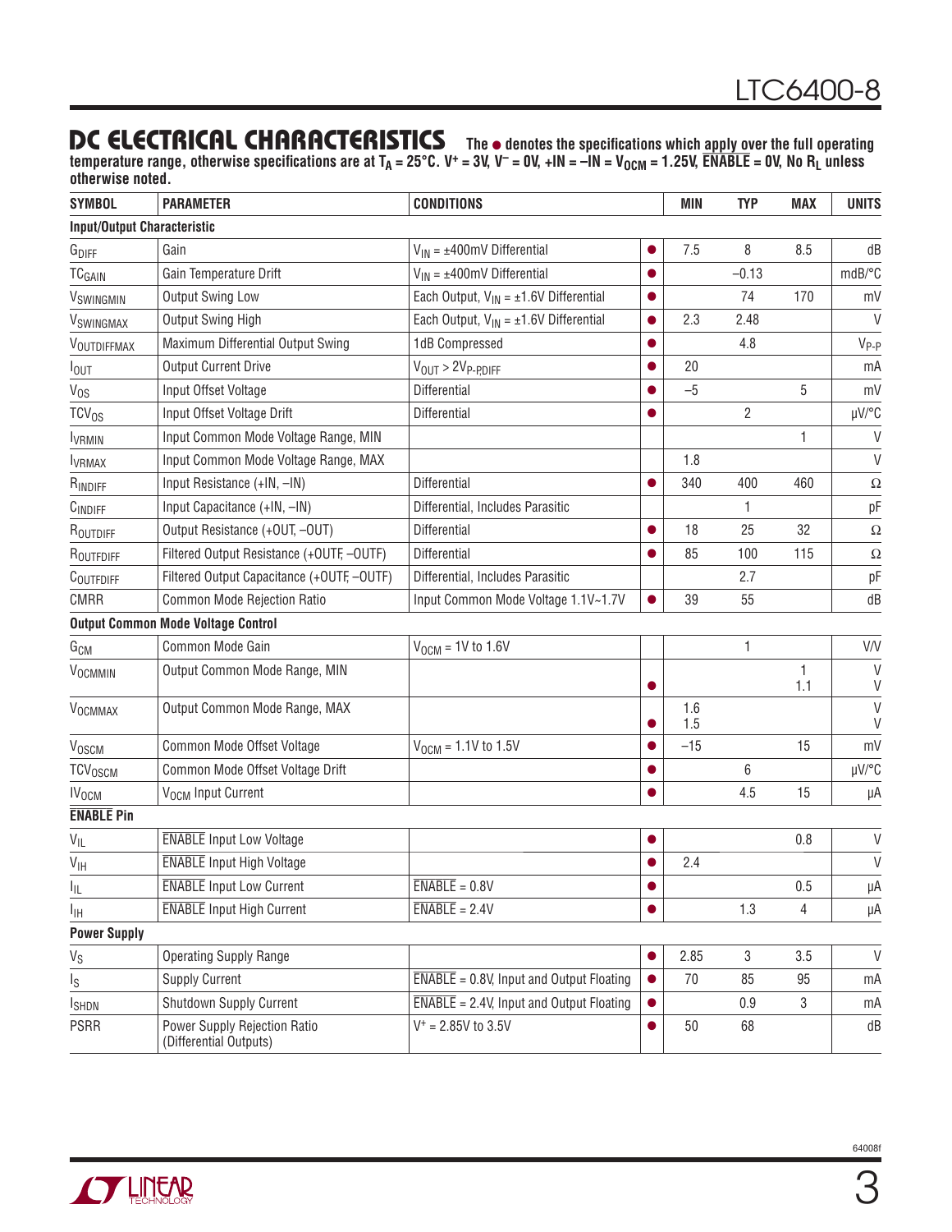## DC ELECTRICAL CHARACTERISTICS

**The ● denotes the specifications which apply over the full operating temperature range, otherwise specifications are at $T_A$ = 25°C. $V^+$ = 3V, $V^-$ = 0V, +IN = –IN = $V_{OCM}$ = 1.25V, $\overline{ENABLE}$ = 0V, No $R_L$ unless otherwise noted.**

| SYMBOL | PARAMETER | CONDITIONS | | MIN | TYP | MAX | UNITS |
|---|---|---|---|---|---|---|---|
| **Input/Output Characteristic** | | | | | | | |
| $G_{DIFF}$ | Gain | $V_{IN}$ = ±400mV Differential | ● | 7.5 | 8 | 8.5 | dB |
| $TC_{GAIN}$ | Gain Temperature Drift | $V_{IN}$ = ±400mV Differential | ● | | –0.13 | | mdB/°C |
| $V_{SWINGMIN}$ | Output Swing Low | Each Output, $V_{IN}$ = ±1.6V Differential | ● | | 74 | 170 | mV |
| $V_{SWINGMAX}$ | Output Swing High | Each Output, $V_{IN}$ = ±1.6V Differential | ● | 2.3 | 2.48 | | V |
| $V_{OUTDIFFMAX}$ | Maximum Differential Output Swing | 1dB Compressed | ● | | 4.8 | | $V_{P-P}$ |
| $I_{OUT}$ | Output Current Drive | $V_{OUT}$ > $2V_{P-PDIFF}$ | ● | 20 | | | mA |
| $V_{OS}$ | Input Offset Voltage | Differential | ● | –5 | | 5 | mV |
| $TCV_{OS}$ | Input Offset Voltage Drift | Differential | ● | | 2 | | µV/°C |
| $I_{VRMIN}$ | Input Common Mode Voltage Range, MIN | | | | | 1 | V |
| $I_{VRMAX}$ | Input Common Mode Voltage Range, MAX | | | 1.8 | | | V |
| $R_{INDIFF}$ | Input Resistance (+IN, –IN) | Differential | ● | 340 | 400 | 460 | Ω |
| $C_{INDIFF}$ | Input Capacitance (+IN, –IN) | Differential, Includes Parasitic | | | 1 | | pF |
| $R_{OUTDIFF}$ | Output Resistance (+OUT, –OUT) | Differential | ● | 18 | 25 | 32 | Ω |
| $R_{OUTFDIFF}$ | Filtered Output Resistance (+OUTF, –OUTF) | Differential | ● | 85 | 100 | 115 | Ω |
| $C_{OUTFDIFF}$ | Filtered Output Capacitance (+OUTF, –OUTF) | Differential, Includes Parasitic | | | 2.7 | | pF |
| CMRR | Common Mode Rejection Ratio | Input Common Mode Voltage 1.1V~1.7V | ● | 39 | 55 | | dB |
| **Output Common Mode Voltage Control** | | | | | | | |
| $G_{CM}$ | Common Mode Gain | $V_{OCM}$ = 1V to 1.6V | | | 1 | | V/V |
| $V_{OCMMIN}$ | Output Common Mode Range, MIN | | <br>● | | | 1<br>1.1 | V<br>V |
| $V_{OCMMAX}$ | Output Common Mode Range, MAX | | <br>● | 1.6<br>1.5 | | | V<br>V |
| $V_{OSCM}$ | Common Mode Offset Voltage | $V_{OCM}$ = 1.1V to 1.5V | ● | –15 | | 15 | mV |
| $TCV_{OSCM}$ | Common Mode Offset Voltage Drift | | ● | | 6 | | µV/°C |
| $IV_{OCM}$ | $V_{OCM}$ Input Current | | ● | | 4.5 | 15 | µA |
| **$\overline{ENABLE}$ Pin** | | | | | | | |
| $V_{IL}$ | $\overline{ENABLE}$ Input Low Voltage | | ● | | | 0.8 | V |
| $V_{IH}$ | $\overline{ENABLE}$ Input High Voltage | | ● | 2.4 | | | V |
| $I_{IL}$ | $\overline{ENABLE}$ Input Low Current | $\overline{ENABLE}$ = 0.8V | ● | | | 0.5 | µA |
| $I_{IH}$ | $\overline{ENABLE}$ Input High Current | $\overline{ENABLE}$ = 2.4V | ● | | 1.3 | 4 | µA |
| **Power Supply** | | | | | | | |
| $V_S$ | Operating Supply Range | | ● | 2.85 | 3 | 3.5 | V |
| $I_S$ | Supply Current | $\overline{ENABLE}$ = 0.8V, Input and Output Floating | ● | 70 | 85 | 95 | mA |
| $I_{SHDN}$ | Shutdown Supply Current | $\overline{ENABLE}$ = 2.4V, Input and Output Floating | ● | | 0.9 | 3 | mA |
| PSRR | Power Supply Rejection Ratio (Differential Outputs) | $V^+$ = 2.85V to 3.5V | ● | 50 | 68 | | dB |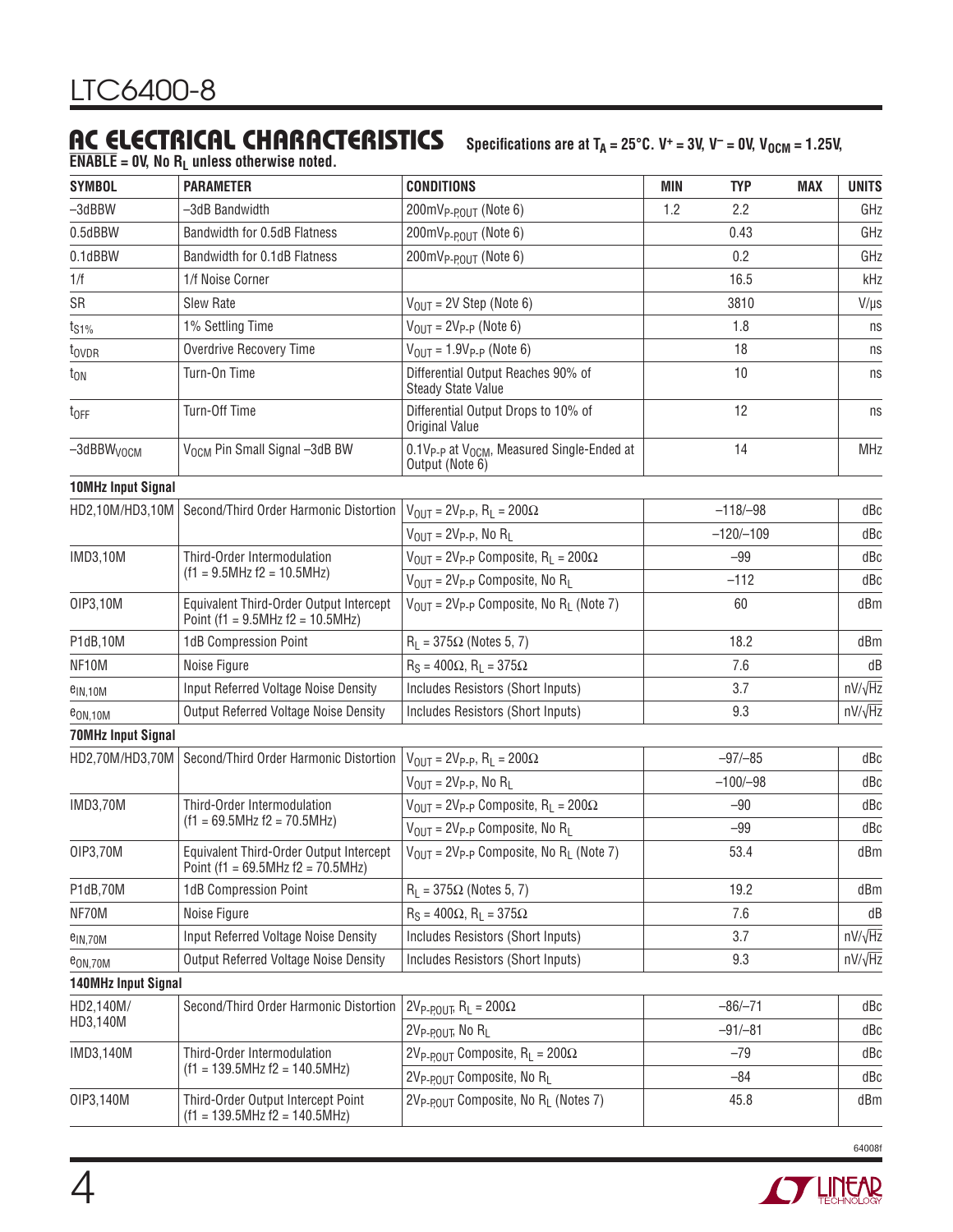## AC ELECTRICAL CHARACTERISTICS

**Specifications are at $T_A$ = 25°C. $V^+$ = 3V, $V^-$ = 0V, $V_{OCM}$ = 1.25V, $\overline{ENABLE}$ = 0V, No $R_L$ unless otherwise noted.**

| SYMBOL | PARAMETER | CONDITIONS | MIN | TYP | MAX | UNITS |
|---|---|---|---|---|---|---|
| –3dBBW | –3dB Bandwidth | 200mV$_{P-P,OUT}$ (Note 6) | 1.2 | 2.2 | | GHz |
| 0.5dBBW | Bandwidth for 0.5dB Flatness | 200mV$_{P-P,OUT}$ (Note 6) | | 0.43 | | GHz |
| 0.1dBBW | Bandwidth for 0.1dB Flatness | 200mV$_{P-P,OUT}$ (Note 6) | | 0.2 | | GHz |
| 1/f | 1/f Noise Corner | | | 16.5 | | kHz |
| SR | Slew Rate | $V_{OUT}$ = 2V Step (Note 6) | | 3810 | | V/µs |
| $t_{S1\%}$ | 1% Settling Time | $V_{OUT}$ = 2V$_{P-P}$ (Note 6) | | 1.8 | | ns |
| $t_{OVDR}$ | Overdrive Recovery Time | $V_{OUT}$ = 1.9V$_{P-P}$ (Note 6) | | 18 | | ns |
| $t_{ON}$ | Turn-On Time | Differential Output Reaches 90% of Steady State Value | | 10 | | ns |
| $t_{OFF}$ | Turn-Off Time | Differential Output Drops to 10% of Original Value | | 12 | | ns |
| –3dBBW$_{VOCM}$ | $V_{OCM}$ Pin Small Signal –3dB BW | 0.1V$_{P-P}$ at $V_{OCM}$, Measured Single-Ended at Output (Note 6) | | 14 | | MHz |
| **10MHz Input Signal** | | | | | | |
| HD2,10M/HD3,10M | Second/Third Order Harmonic Distortion | $V_{OUT}$ = 2V$_{P-P}$, $R_L$ = 200Ω | | –118/–98 | | dBc |
| | | $V_{OUT}$ = 2V$_{P-P}$, No $R_L$ | | –120/–109 | | dBc |
| IMD3,10M | Third-Order Intermodulation (f1 = 9.5MHz f2 = 10.5MHz) | $V_{OUT}$ = 2V$_{P-P}$ Composite, $R_L$ = 200Ω | | –99 | | dBc |
| | | $V_{OUT}$ = 2V$_{P-P}$ Composite, No $R_L$ | | –112 | | dBc |
| OIP3,10M | Equivalent Third-Order Output Intercept Point (f1 = 9.5MHz f2 = 10.5MHz) | $V_{OUT}$ = 2V$_{P-P}$ Composite, No $R_L$ (Note 7) | | 60 | | dBm |
| P1dB,10M | 1dB Compression Point | $R_L$ = 375Ω (Notes 5, 7) | | 18.2 | | dBm |
| NF10M | Noise Figure | $R_S$ = 400Ω, $R_L$ = 375Ω | | 7.6 | | dB |
| $e_{IN,10M}$ | Input Referred Voltage Noise Density | Includes Resistors (Short Inputs) | | 3.7 | | nV/√Hz |
| $e_{ON,10M}$ | Output Referred Voltage Noise Density | Includes Resistors (Short Inputs) | | 9.3 | | nV/√Hz |
| **70MHz Input Signal** | | | | | | |
| HD2,70M/HD3,70M | Second/Third Order Harmonic Distortion | $V_{OUT}$ = 2V$_{P-P}$, $R_L$ = 200Ω | | –97/–85 | | dBc |
| | | $V_{OUT}$ = 2V$_{P-P}$, No $R_L$ | | –100/–98 | | dBc |
| IMD3,70M | Third-Order Intermodulation (f1 = 69.5MHz f2 = 70.5MHz) | $V_{OUT}$ = 2V$_{P-P}$ Composite, $R_L$ = 200Ω | | –90 | | dBc |
| | | $V_{OUT}$ = 2V$_{P-P}$ Composite, No $R_L$ | | –99 | | dBc |
| OIP3,70M | Equivalent Third-Order Output Intercept Point (f1 = 69.5MHz f2 = 70.5MHz) | $V_{OUT}$ = 2V$_{P-P}$ Composite, No $R_L$ (Note 7) | | 53.4 | | dBm |
| P1dB,70M | 1dB Compression Point | $R_L$ = 375Ω (Notes 5, 7) | | 19.2 | | dBm |
| NF70M | Noise Figure | $R_S$ = 400Ω, $R_L$ = 375Ω | | 7.6 | | dB |
| $e_{IN,70M}$ | Input Referred Voltage Noise Density | Includes Resistors (Short Inputs) | | 3.7 | | nV/√Hz |
| $e_{ON,70M}$ | Output Referred Voltage Noise Density | Includes Resistors (Short Inputs) | | 9.3 | | nV/√Hz |
| **140MHz Input Signal** | | | | | | |
| HD2,140M/ HD3,140M | Second/Third Order Harmonic Distortion | 2V$_{P-P,OUT}$, $R_L$ = 200Ω | | –86/–71 | | dBc |
| | | 2V$_{P-P,OUT}$, No $R_L$ | | –91/–81 | | dBc |
| IMD3,140M | Third-Order Intermodulation (f1 = 139.5MHz f2 = 140.5MHz) | 2V$_{P-P,OUT}$ Composite, $R_L$ = 200Ω | | –79 | | dBc |
| | | 2V$_{P-P,OUT}$ Composite, No $R_L$ | | –84 | | dBc |
| OIP3,140M | Third-Order Output Intercept Point (f1 = 139.5MHz f2 = 140.5MHz) | 2V$_{P-P,OUT}$ Composite, No $R_L$ (Notes 7) | | 45.8 | | dBm |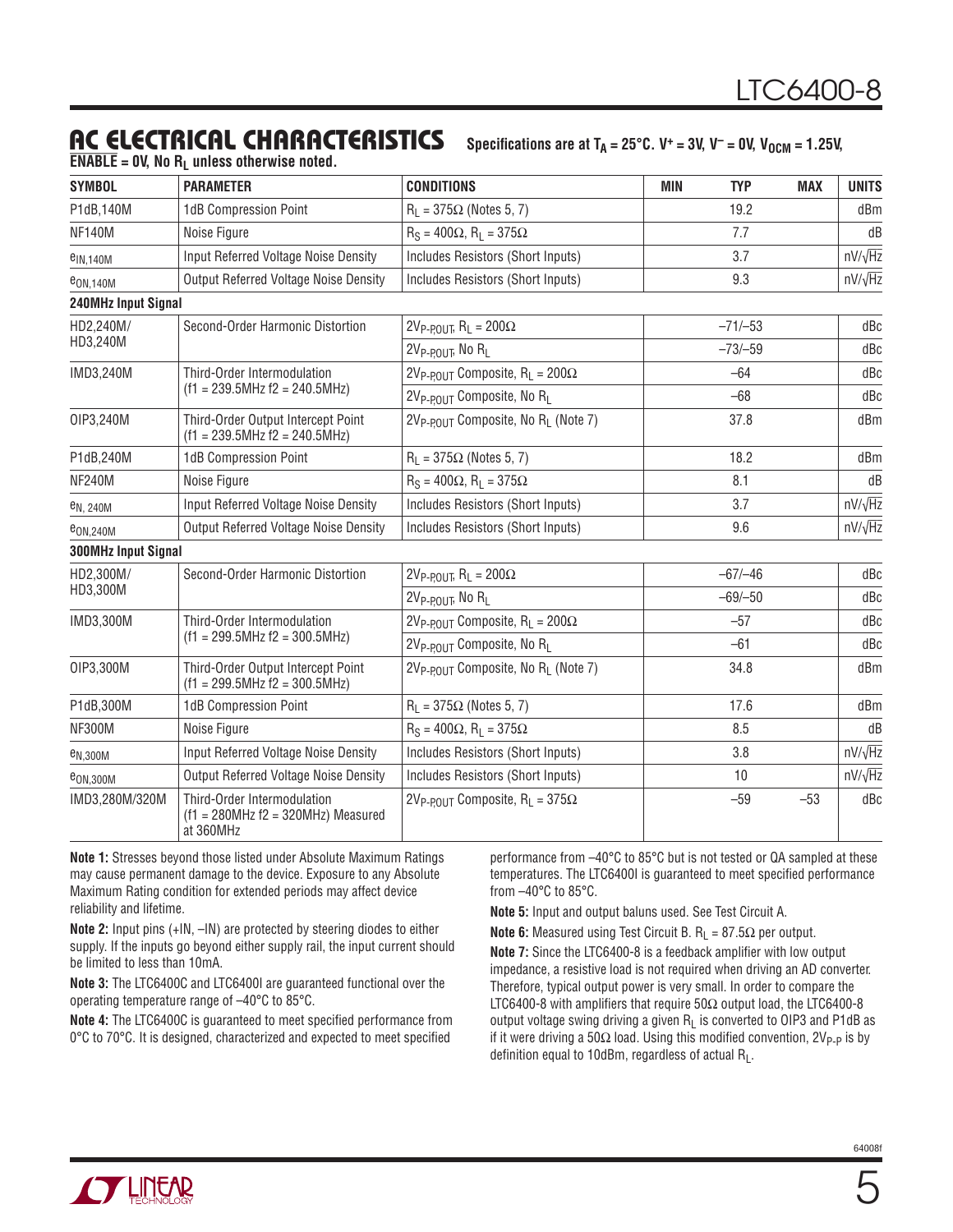## AC ELECTRICAL CHARACTERISTICS

Specifications are at $T_A$ = 25°C. $V^+$ = 3V, $V^-$ = 0V, $V_{OCM}$ = 1.25V, $\overline{ENABLE}$ = 0V, No $R_L$ unless otherwise noted.

| SYMBOL | PARAMETER | CONDITIONS | MIN | TYP | MAX | UNITS |
|---|---|---|---|---|---|---|
| P1dB,140M | 1dB Compression Point | $R_L$ = 375Ω (Notes 5, 7) | | 19.2 | | dBm |
| NF140M | Noise Figure | $R_S$ = 400Ω, $R_L$ = 375Ω | | 7.7 | | dB |
| $e_{IN,140M}$ | Input Referred Voltage Noise Density | Includes Resistors (Short Inputs) | | 3.7 | | nV/√Hz |
| $e_{ON,140M}$ | Output Referred Voltage Noise Density | Includes Resistors (Short Inputs) | | 9.3 | | nV/√Hz |
| **240MHz Input Signal** | | | | | | |
| HD2,240M/ HD3,240M | Second-Order Harmonic Distortion | $2V_{P-P,OUT}$, $R_L$ = 200Ω | | –71/–53 | | dBc |
| | | $2V_{P-P,OUT}$, No $R_L$ | | –73/–59 | | dBc |
| IMD3,240M | Third-Order Intermodulation (f1 = 239.5MHz f2 = 240.5MHz) | $2V_{P-P,OUT}$ Composite, $R_L$ = 200Ω | | –64 | | dBc |
| | | $2V_{P-P,OUT}$ Composite, No $R_L$ | | –68 | | dBc |
| OIP3,240M | Third-Order Output Intercept Point (f1 = 239.5MHz f2 = 240.5MHz) | $2V_{P-P,OUT}$ Composite, No $R_L$ (Note 7) | | 37.8 | | dBm |
| P1dB,240M | 1dB Compression Point | $R_L$ = 375Ω (Notes 5, 7) | | 18.2 | | dBm |
| NF240M | Noise Figure | $R_S$ = 400Ω, $R_L$ = 375Ω | | 8.1 | | dB |
| $e_{N,240M}$ | Input Referred Voltage Noise Density | Includes Resistors (Short Inputs) | | 3.7 | | nV/√Hz |
| $e_{ON,240M}$ | Output Referred Voltage Noise Density | Includes Resistors (Short Inputs) | | 9.6 | | nV/√Hz |
| **300MHz Input Signal** | | | | | | |
| HD2,300M/ HD3,300M | Second-Order Harmonic Distortion | $2V_{P-P,OUT}$, $R_L$ = 200Ω | | –67/–46 | | dBc |
| | | $2V_{P-P,OUT}$, No $R_L$ | | –69/–50 | | dBc |
| IMD3,300M | Third-Order Intermodulation (f1 = 299.5MHz f2 = 300.5MHz) | $2V_{P-P,OUT}$ Composite, $R_L$ = 200Ω | | –57 | | dBc |
| | | $2V_{P-P,OUT}$ Composite, No $R_L$ | | –61 | | dBc |
| OIP3,300M | Third-Order Output Intercept Point (f1 = 299.5MHz f2 = 300.5MHz) | $2V_{P-P,OUT}$ Composite, No $R_L$ (Note 7) | | 34.8 | | dBm |
| P1dB,300M | 1dB Compression Point | $R_L$ = 375Ω (Notes 5, 7) | | 17.6 | | dBm |
| NF300M | Noise Figure | $R_S$ = 400Ω, $R_L$ = 375Ω | | 8.5 | | dB |
| $e_{N,300M}$ | Input Referred Voltage Noise Density | Includes Resistors (Short Inputs) | | 3.8 | | nV/√Hz |
| $e_{ON,300M}$ | Output Referred Voltage Noise Density | Includes Resistors (Short Inputs) | | 10 | | nV/√Hz |
| IMD3,280M/320M | Third-Order Intermodulation (f1 = 280MHz f2 = 320MHz) Measured at 360MHz | $2V_{P-P,OUT}$ Composite, $R_L$ = 375Ω | | –59 | –53 | dBc |

**Note 1:** Stresses beyond those listed under Absolute Maximum Ratings may cause permanent damage to the device. Exposure to any Absolute Maximum Rating condition for extended periods may affect device reliability and lifetime.

**Note 2:** Input pins (+IN, –IN) are protected by steering diodes to either supply. If the inputs go beyond either supply rail, the input current should be limited to less than 10mA.

**Note 3:** The LTC6400C and LTC6400I are guaranteed functional over the operating temperature range of –40°C to 85°C.

**Note 4:** The LTC6400C is guaranteed to meet specified performance from 0°C to 70°C. It is designed, characterized and expected to meet specified performance from –40°C to 85°C but is not tested or QA sampled at these temperatures. The LTC6400I is guaranteed to meet specified performance from –40°C to 85°C.

**Note 5:** Input and output baluns used. See Test Circuit A.

**Note 6:** Measured using Test Circuit B. $R_L$ = 87.5Ω per output.

**Note 7:** Since the LTC6400-8 is a feedback amplifier with low output impedance, a resistive load is not required when driving an AD converter. Therefore, typical output power is very small. In order to compare the LTC6400-8 with amplifiers that require 50Ω output load, the LTC6400-8 output voltage swing driving a given $R_L$ is converted to OIP3 and P1dB as if it were driving a 50Ω load. Using this modified convention, $2V_{P-P}$ is by definition equal to 10dBm, regardless of actual $R_L$.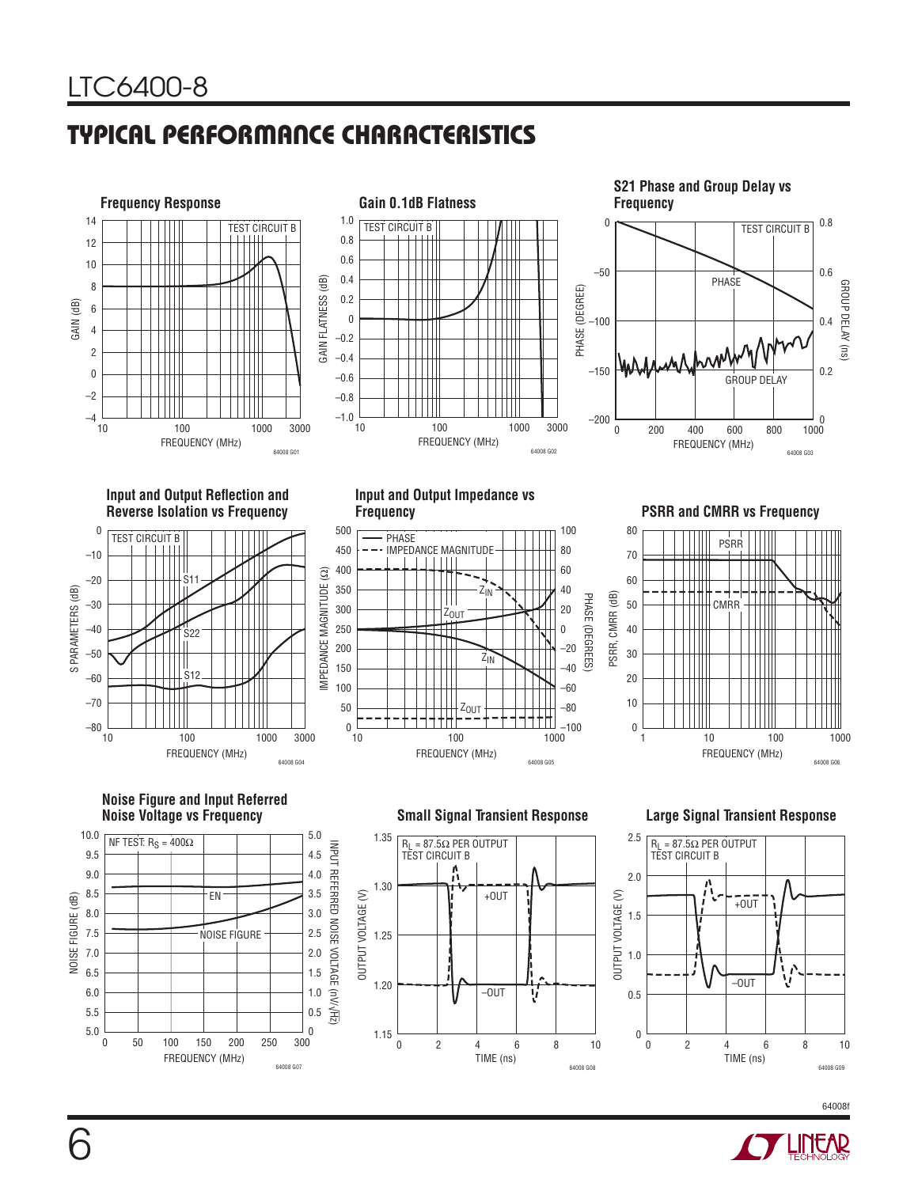## TYPICAL PERFORMANCE CHARACTERISTICS

**Frequency Response**

TEST CIRCUIT B

GAIN (dB) vs FREQUENCY (MHz)

64008 G01

**Gain 0.1dB Flatness**

TEST CIRCUIT B

GAIN FLATNESS (dB) vs FREQUENCY (MHz)

64008 G02

**S21 Phase and Group Delay vs Frequency**

TEST CIRCUIT B

PHASE (DEGREE), GROUP DELAY (ns) vs FREQUENCY (MHz)

64008 G03

**Input and Output Reflection and Reverse Isolation vs Frequency**

TEST CIRCUIT B

S PARAMETERS (dB) vs FREQUENCY (MHz)

64008 G04

**Input and Output Impedance vs Frequency**

IMPEDANCE MAGNITUDE (Ω), PHASE (DEGREES) vs FREQUENCY (MHz)

64008 G05

**PSRR and CMRR vs Frequency**

PSRR, CMRR (dB) vs FREQUENCY (MHz)

64008 G06

**Noise Figure and Input Referred Noise Voltage vs Frequency**

NF TEST: $R_S = 400\Omega$

NOISE FIGURE (dB), INPUT REFERRED NOISE VOLTAGE (nV/√Hz) vs FREQUENCY (MHz)

64008 G07

**Small Signal Transient Response**

$R_L = 87.5\Omega$ PER OUTPUT
TEST CIRCUIT B

OUTPUT VOLTAGE (V) vs TIME (ns)

64008 G08

**Large Signal Transient Response**

$R_L = 87.5\Omega$ PER OUTPUT
TEST CIRCUIT B

OUTPUT VOLTAGE (V) vs TIME (ns)

64008 G09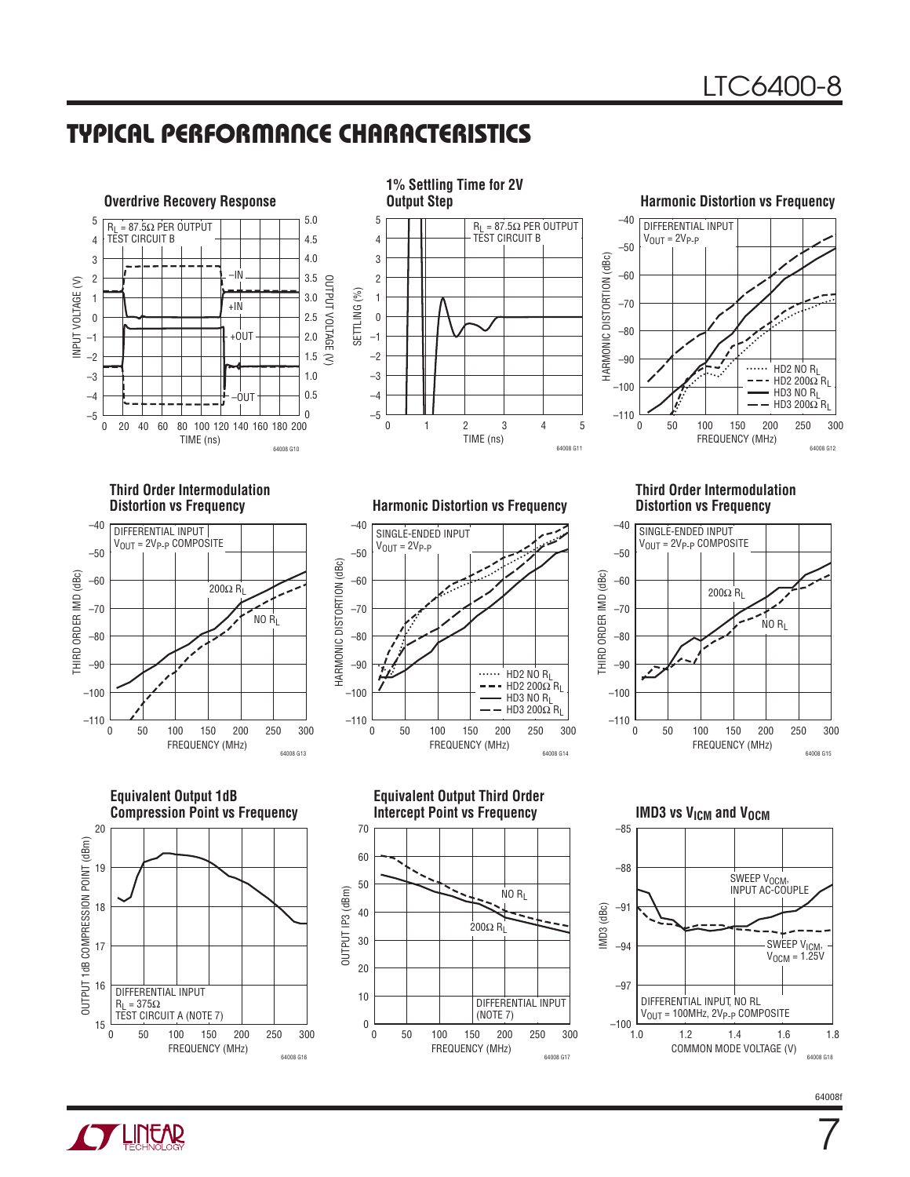## TYPICAL PERFORMANCE CHARACTERISTICS

**Overdrive Recovery Response**

$R_L$ = 87.5Ω PER OUTPUT
TEST CIRCUIT B

INPUT VOLTAGE (V) / OUTPUT VOLTAGE (V) vs TIME (ns)

–IN, +IN, +OUT, –OUT

64008 G10

**1% Settling Time for 2V Output Step**

$R_L$ = 87.5Ω PER OUTPUT
TEST CIRCUIT B

SETTLING (%) vs TIME (ns)

64008 G11

**Harmonic Distortion vs Frequency**

DIFFERENTIAL INPUT
$V_{OUT} = 2V_{P-P}$

HARMONIC DISTORTION (dBc) vs FREQUENCY (MHz)

HD2 NO $R_L$
HD2 200Ω $R_L$
HD3 NO $R_L$
HD3 200Ω $R_L$

64008 G12

**Third Order Intermodulation Distortion vs Frequency**

DIFFERENTIAL INPUT
$V_{OUT} = 2V_{P-P}$ COMPOSITE

THIRD ORDER IMD (dBc) vs FREQUENCY (MHz)

200Ω $R_L$
NO $R_L$

64008 G13

**Harmonic Distortion vs Frequency**

SINGLE-ENDED INPUT
$V_{OUT} = 2V_{P-P}$

HARMONIC DISTORTION (dBc) vs FREQUENCY (MHz)

HD2 NO $R_L$
HD2 200Ω $R_L$
HD3 NO $R_L$
HD3 200Ω $R_L$

64008 G14

**Third Order Intermodulation Distortion vs Frequency**

SINGLE-ENDED INPUT
$V_{OUT} = 2V_{P-P}$ COMPOSITE

THIRD ORDER IMD (dBc) vs FREQUENCY (MHz)

200Ω $R_L$
NO $R_L$

64008 G15

**Equivalent Output 1dB Compression Point vs Frequency**

DIFFERENTIAL INPUT
$R_L$ = 375Ω
TEST CIRCUIT A (NOTE 7)

OUTPUT 1dB COMPRESSION POINT (dBm) vs FREQUENCY (MHz)

64008 G16

**Equivalent Output Third Order Intercept Point vs Frequency**

DIFFERENTIAL INPUT
(NOTE 7)

OUTPUT IP3 (dBm) vs FREQUENCY (MHz)

NO $R_L$
200Ω $R_L$

64008 G17

**IMD3 vs $V_{ICM}$ and $V_{OCM}$**

DIFFERENTIAL INPUT, NO RL
$V_{OUT}$ = 100MHz, $2V_{P-P}$ COMPOSITE

IMD3 (dBc) vs COMMON MODE VOLTAGE (V)

SWEEP $V_{OCM}$, INPUT AC-COUPLE
SWEEP $V_{ICM}$, $V_{OCM}$ = 1.25V

64008 G18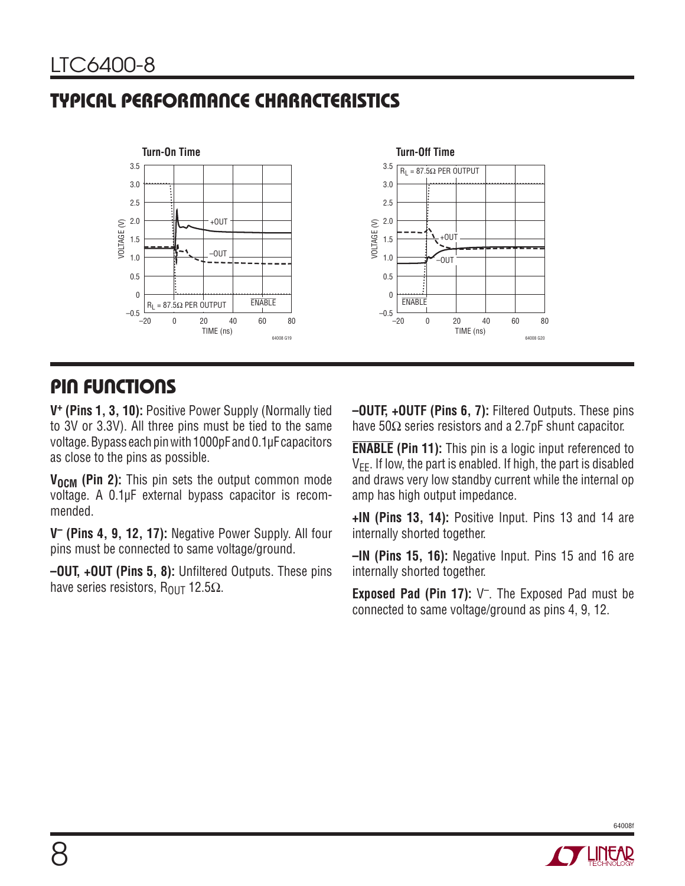## TYPICAL PERFORMANCE CHARACTERISTICS

**Turn-On Time**

**Turn-Off Time**

## PIN FUNCTIONS

**$V^+$ (Pins 1, 3, 10):** Positive Power Supply (Normally tied to 3V or 3.3V). All three pins must be tied to the same voltage. Bypass each pin with 1000pF and 0.1µF capacitors as close to the pins as possible.

**$V_{OCM}$ (Pin 2):** This pin sets the output common mode voltage. A 0.1µF external bypass capacitor is recommended.

**$V^–$ (Pins 4, 9, 12, 17):** Negative Power Supply. All four pins must be connected to same voltage/ground.

**–OUT, +OUT (Pins 5, 8):** Unfiltered Outputs. These pins have series resistors, $R_{OUT}$ 12.5Ω.

**–OUTF, +OUTF (Pins 6, 7):** Filtered Outputs. These pins have 50Ω series resistors and a 2.7pF shunt capacitor.

**$\overline{\text{ENABLE}}$ (Pin 11):** This pin is a logic input referenced to $V_{EE}$. If low, the part is enabled. If high, the part is disabled and draws very low standby current while the internal op amp has high output impedance.

**+IN (Pins 13, 14):** Positive Input. Pins 13 and 14 are internally shorted together.

**–IN (Pins 15, 16):** Negative Input. Pins 15 and 16 are internally shorted together.

**Exposed Pad (Pin 17):** $V^–$. The Exposed Pad must be connected to same voltage/ground as pins 4, 9, 12.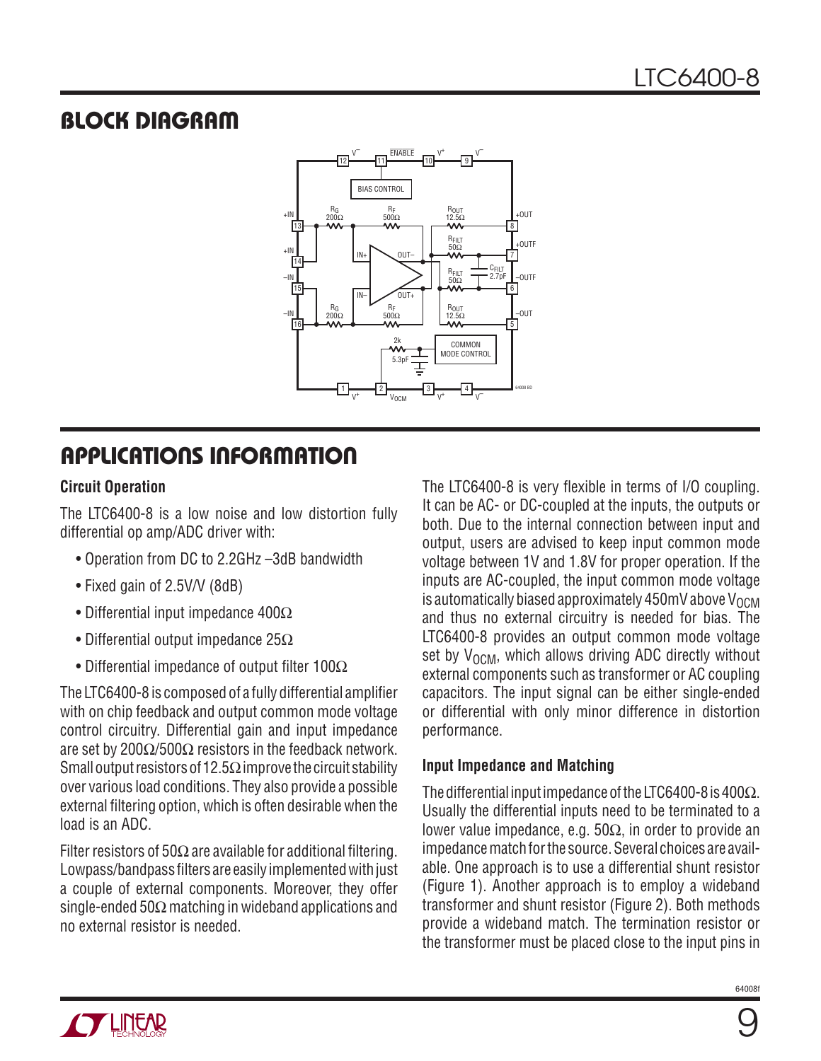## BLOCK DIAGRAM

## APPLICATIONS INFORMATION

### Circuit Operation

The LTC6400-8 is a low noise and low distortion fully differential op amp/ADC driver with:

- Operation from DC to 2.2GHz –3dB bandwidth
- Fixed gain of 2.5V/V (8dB)
- Differential input impedance 400Ω
- Differential output impedance 25Ω
- Differential impedance of output filter 100Ω

The LTC6400-8 is composed of a fully differential amplifier with on chip feedback and output common mode voltage control circuitry. Differential gain and input impedance are set by 200Ω/500Ω resistors in the feedback network. Small output resistors of 12.5Ω improve the circuit stability over various load conditions. They also provide a possible external filtering option, which is often desirable when the load is an ADC.

Filter resistors of 50Ω are available for additional filtering. Lowpass/bandpass filters are easily implemented with just a couple of external components. Moreover, they offer single-ended 50Ω matching in wideband applications and no external resistor is needed.

The LTC6400-8 is very flexible in terms of I/O coupling. It can be AC- or DC-coupled at the inputs, the outputs or both. Due to the internal connection between input and output, users are advised to keep input common mode voltage between 1V and 1.8V for proper operation. If the inputs are AC-coupled, the input common mode voltage is automatically biased approximately 450mV above $V_{OCM}$ and thus no external circuitry is needed for bias. The LTC6400-8 provides an output common mode voltage set by $V_{OCM}$, which allows driving ADC directly without external components such as transformer or AC coupling capacitors. The input signal can be either single-ended or differential with only minor difference in distortion performance.

### Input Impedance and Matching

The differential input impedance of the LTC6400-8 is 400Ω. Usually the differential inputs need to be terminated to a lower value impedance, e.g. 50Ω, in order to provide an impedance match for the source. Several choices are available. One approach is to use a differential shunt resistor (Figure 1). Another approach is to employ a wideband transformer and shunt resistor (Figure 2). Both methods provide a wideband match. The termination resistor or the transformer must be placed close to the input pins in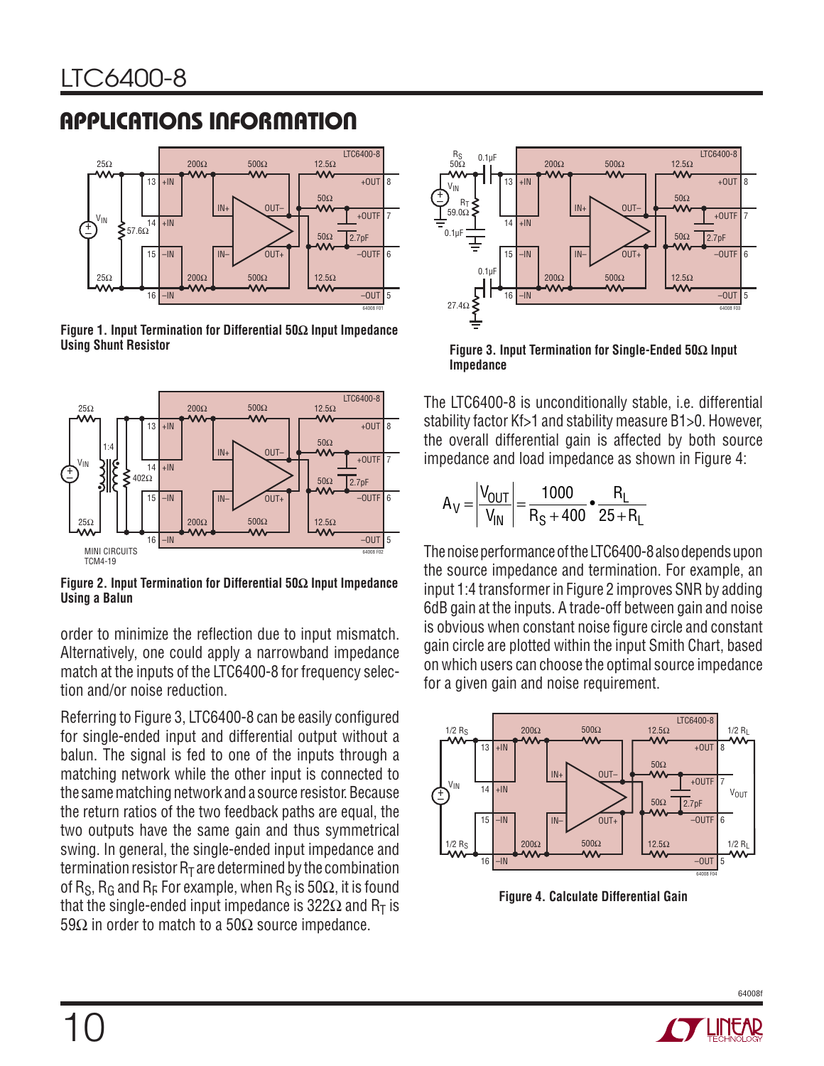## APPLICATIONS INFORMATION

**Figure 1. Input Termination for Differential 50Ω Input Impedance Using Shunt Resistor**

**Figure 2. Input Termination for Differential 50Ω Input Impedance Using a Balun**

order to minimize the reflection due to input mismatch. Alternatively, one could apply a narrowband impedance match at the inputs of the LTC6400-8 for frequency selection and/or noise reduction.

Referring to Figure 3, LTC6400-8 can be easily configured for single-ended input and differential output without a balun. The signal is fed to one of the inputs through a matching network while the other input is connected to the same matching network and a source resistor. Because the return ratios of the two feedback paths are equal, the two outputs have the same gain and thus symmetrical swing. In general, the single-ended input impedance and termination resistor $R_T$ are determined by the combination of $R_S$, $R_G$ and $R_F$. For example, when $R_S$ is 50Ω, it is found that the single-ended input impedance is 322Ω and $R_T$ is 59Ω in order to match to a 50Ω source impedance.

**Figure 3. Input Termination for Single-Ended 50Ω Input Impedance**

The LTC6400-8 is unconditionally stable, i.e. differential stability factor Kf>1 and stability measure B1>0. However, the overall differential gain is affected by both source impedance and load impedance as shown in Figure 4:

$$A_V = \left|\frac{V_{OUT}}{V_{IN}}\right| = \frac{1000}{R_S + 400} \bullet \frac{R_L}{25 + R_L}$$

The noise performance of the LTC6400-8 also depends upon the source impedance and termination. For example, an input 1:4 transformer in Figure 2 improves SNR by adding 6dB gain at the inputs. A trade-off between gain and noise is obvious when constant noise figure circle and constant gain circle are plotted within the input Smith Chart, based on which users can choose the optimal source impedance for a given gain and noise requirement.

**Figure 4. Calculate Differential Gain**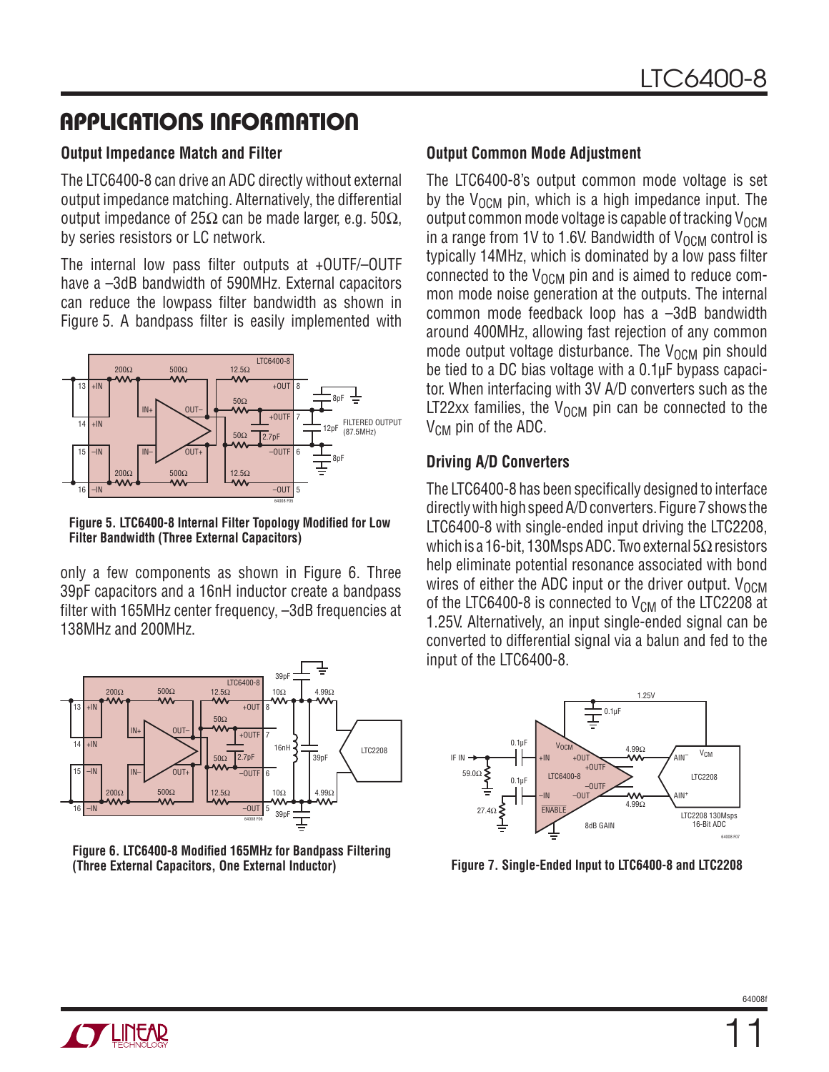## APPLICATIONS INFORMATION

### Output Impedance Match and Filter

The LTC6400-8 can drive an ADC directly without external output impedance matching. Alternatively, the differential output impedance of 25Ω can be made larger, e.g. 50Ω, by series resistors or LC network.

The internal low pass filter outputs at +OUTF/–OUTF have a –3dB bandwidth of 590MHz. External capacitors can reduce the lowpass filter bandwidth as shown in Figure 5. A bandpass filter is easily implemented with only a few components as shown in Figure 6. Three 39pF capacitors and a 16nH inductor create a bandpass filter with 165MHz center frequency, –3dB frequencies at 138MHz and 200MHz.

**Figure 5. LTC6400-8 Internal Filter Topology Modified for Low Filter Bandwidth (Three External Capacitors)**

**Figure 6. LTC6400-8 Modified 165MHz for Bandpass Filtering (Three External Capacitors, One External Inductor)**

### Output Common Mode Adjustment

The LTC6400-8's output common mode voltage is set by the $V_{OCM}$ pin, which is a high impedance input. The output common mode voltage is capable of tracking $V_{OCM}$ in a range from 1V to 1.6V. Bandwidth of $V_{OCM}$ control is typically 14MHz, which is dominated by a low pass filter connected to the $V_{OCM}$ pin and is aimed to reduce common mode noise generation at the outputs. The internal common mode feedback loop has a –3dB bandwidth around 400MHz, allowing fast rejection of any common mode output voltage disturbance. The $V_{OCM}$ pin should be tied to a DC bias voltage with a 0.1µF bypass capacitor. When interfacing with 3V A/D converters such as the LT22xx families, the $V_{OCM}$ pin can be connected to the $V_{CM}$ pin of the ADC.

### Driving A/D Converters

The LTC6400-8 has been specifically designed to interface directly with high speed A/D converters. Figure 7 shows the LTC6400-8 with single-ended input driving the LTC2208, which is a 16-bit, 130Msps ADC. Two external 5Ω resistors help eliminate potential resonance associated with bond wires of either the ADC input or the driver output. $V_{OCM}$ of the LTC6400-8 is connected to $V_{CM}$ of the LTC2208 at 1.25V. Alternatively, an input single-ended signal can be converted to differential signal via a balun and fed to the input of the LTC6400-8.

**Figure 7. Single-Ended Input to LTC6400-8 and LTC2208**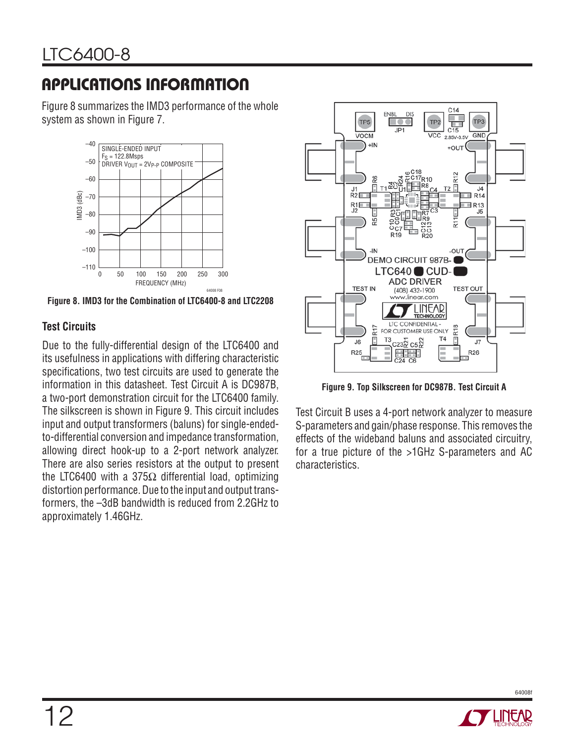## APPLICATIONS INFORMATION

Figure 8 summarizes the IMD3 performance of the whole system as shown in Figure 7.

**Figure 8. IMD3 for the Combination of LTC6400-8 and LTC2208**

### Test Circuits

Due to the fully-differential design of the LTC6400 and its usefulness in applications with differing characteristic specifications, two test circuits are used to generate the information in this datasheet. Test Circuit A is DC987B, a two-port demonstration circuit for the LTC6400 family. The silkscreen is shown in Figure 9. This circuit includes input and output transformers (baluns) for single-ended-to-differential conversion and impedance transformation, allowing direct hook-up to a 2-port network analyzer. There are also series resistors at the output to present the LTC6400 with a 375Ω differential load, optimizing distortion performance. Due to the input and output transformers, the –3dB bandwidth is reduced from 2.2GHz to approximately 1.46GHz.

**Figure 9. Top Silkscreen for DC987B. Test Circuit A**

Test Circuit B uses a 4-port network analyzer to measure S-parameters and gain/phase response. This removes the effects of the wideband baluns and associated circuitry, for a true picture of the >1GHz S-parameters and AC characteristics.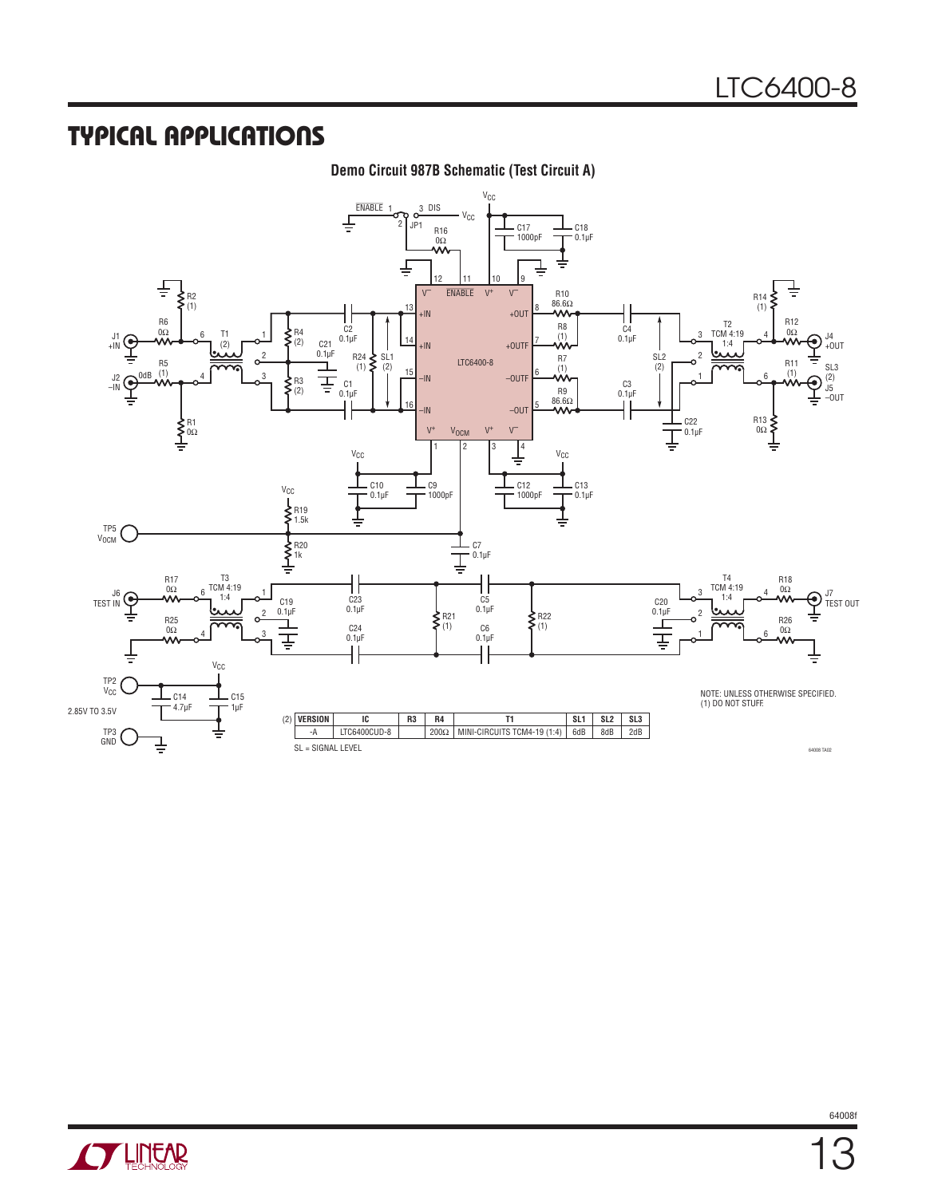## TYPICAL APPLICATIONS

**Demo Circuit 987B Schematic (Test Circuit A)**

| (2) VERSION | IC | R3 | R4 | T1 | SL1 | SL2 | SL3 |
|---|---|---|---|---|---|---|---|
| -A | LTC6400CUD-8 | | 200Ω | MINI-CIRCUITS TCM4-19 (1:4) | 6dB | 8dB | 2dB |

SL = SIGNAL LEVEL

NOTE: UNLESS OTHERWISE SPECIFIED.
(1) DO NOT STUFF.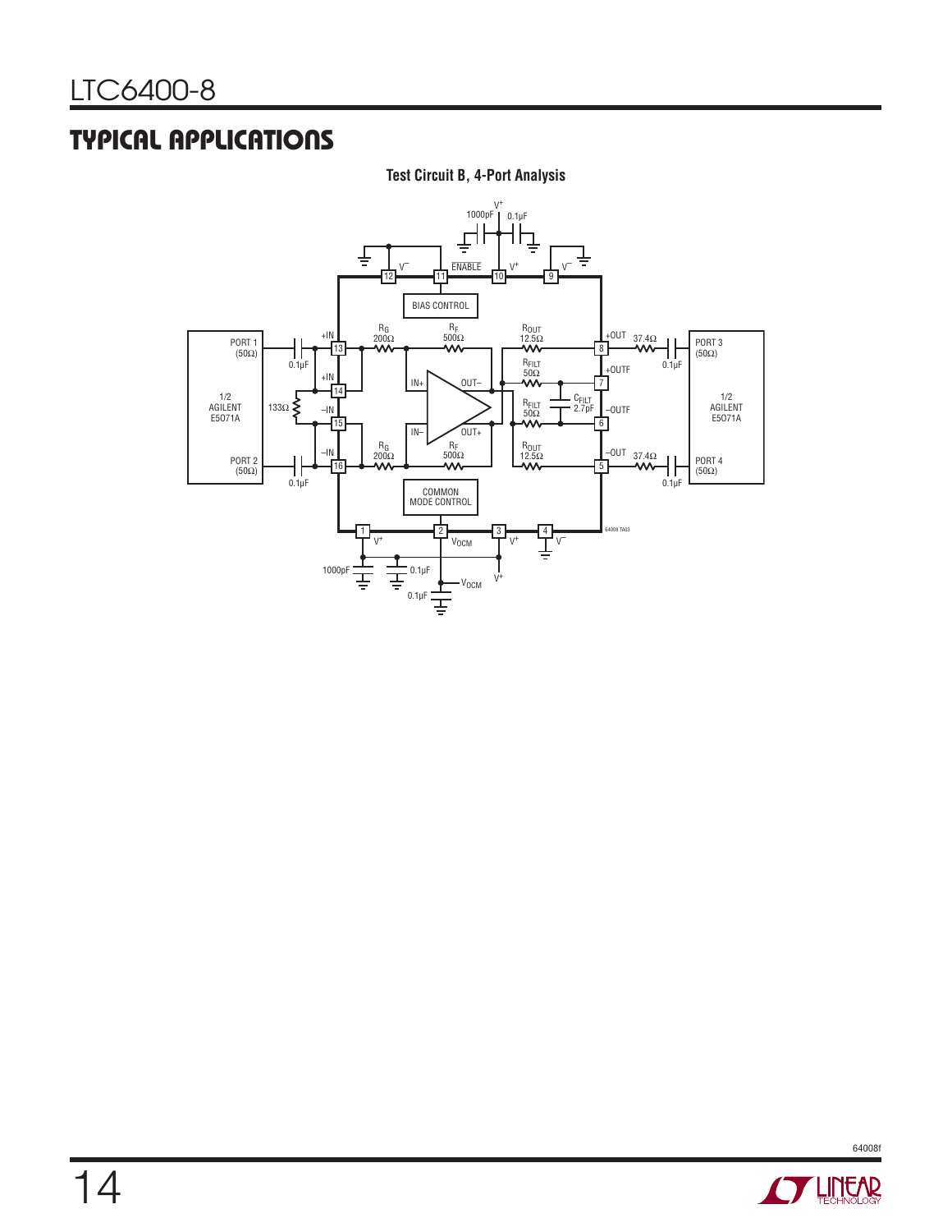## TYPICAL APPLICATIONS

**Test Circuit B, 4-Port Analysis**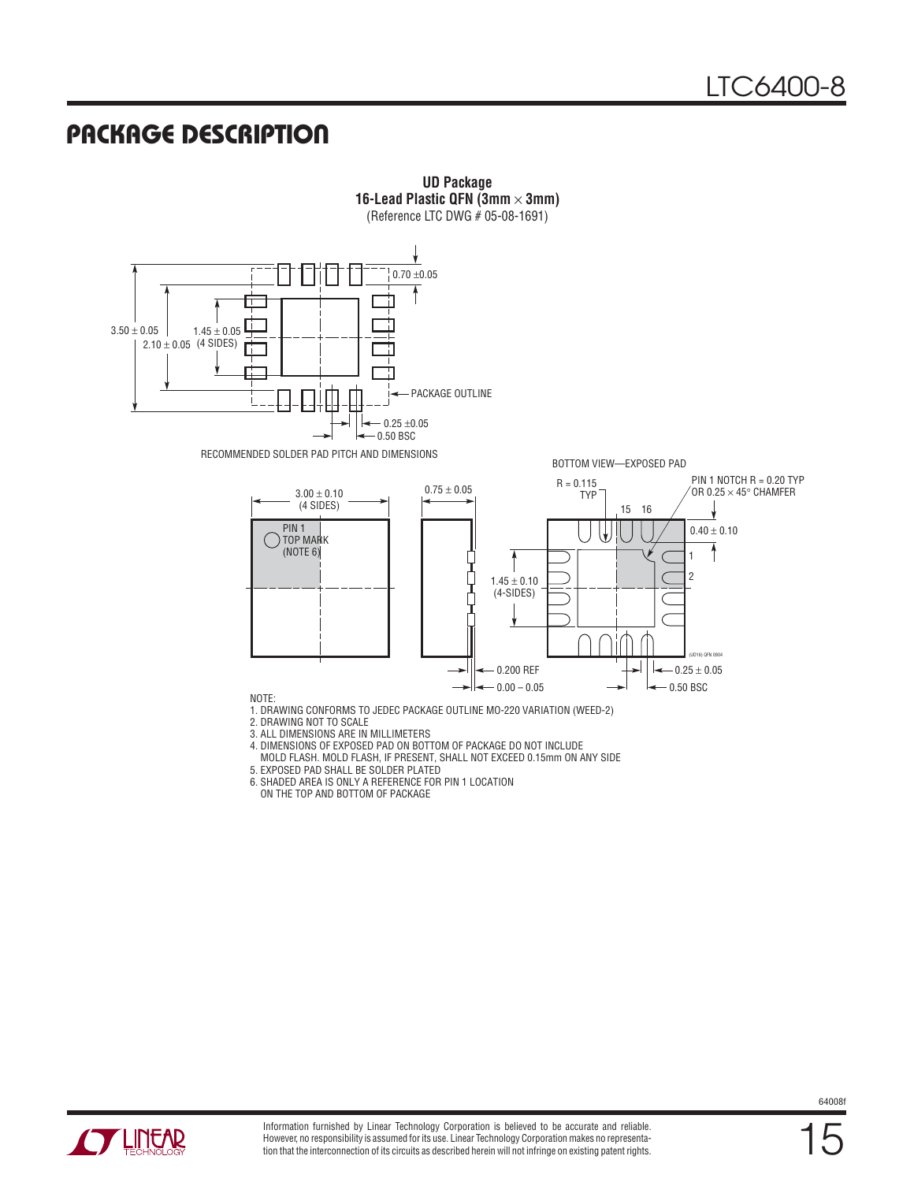## PACKAGE DESCRIPTION

**UD Package**
**16-Lead Plastic QFN (3mm × 3mm)**
(Reference LTC DWG # 05-08-1691)

0.70 ±0.05

3.50 ± 0.05

2.10 ± 0.05

1.45 ± 0.05 (4 SIDES)

PACKAGE OUTLINE

0.25 ±0.05

0.50 BSC

RECOMMENDED SOLDER PAD PITCH AND DIMENSIONS

3.00 ± 0.10 (4 SIDES)

PIN 1 TOP MARK (NOTE 6)

0.75 ± 0.05

0.200 REF

0.00 – 0.05

BOTTOM VIEW—EXPOSED PAD

R = 0.115 TYP

PIN 1 NOTCH R = 0.20 TYP OR 0.25 × 45° CHAMFER

15 16

0.40 ± 0.10

1

2

1.45 ± 0.10 (4-SIDES)

(UD16) QFN 0904

0.25 ± 0.05

0.50 BSC

NOTE:
1. DRAWING CONFORMS TO JEDEC PACKAGE OUTLINE MO-220 VARIATION (WEED-2)
2. DRAWING NOT TO SCALE
3. ALL DIMENSIONS ARE IN MILLIMETERS
4. DIMENSIONS OF EXPOSED PAD ON BOTTOM OF PACKAGE DO NOT INCLUDE MOLD FLASH. MOLD FLASH, IF PRESENT, SHALL NOT EXCEED 0.15mm ON ANY SIDE
5. EXPOSED PAD SHALL BE SOLDER PLATED
6. SHADED AREA IS ONLY A REFERENCE FOR PIN 1 LOCATION ON THE TOP AND BOTTOM OF PACKAGE

Information furnished by Linear Technology Corporation is believed to be accurate and reliable. However, no responsibility is assumed for its use. Linear Technology Corporation makes no representation that the interconnection of its circuits as described herein will not infringe on existing patent rights.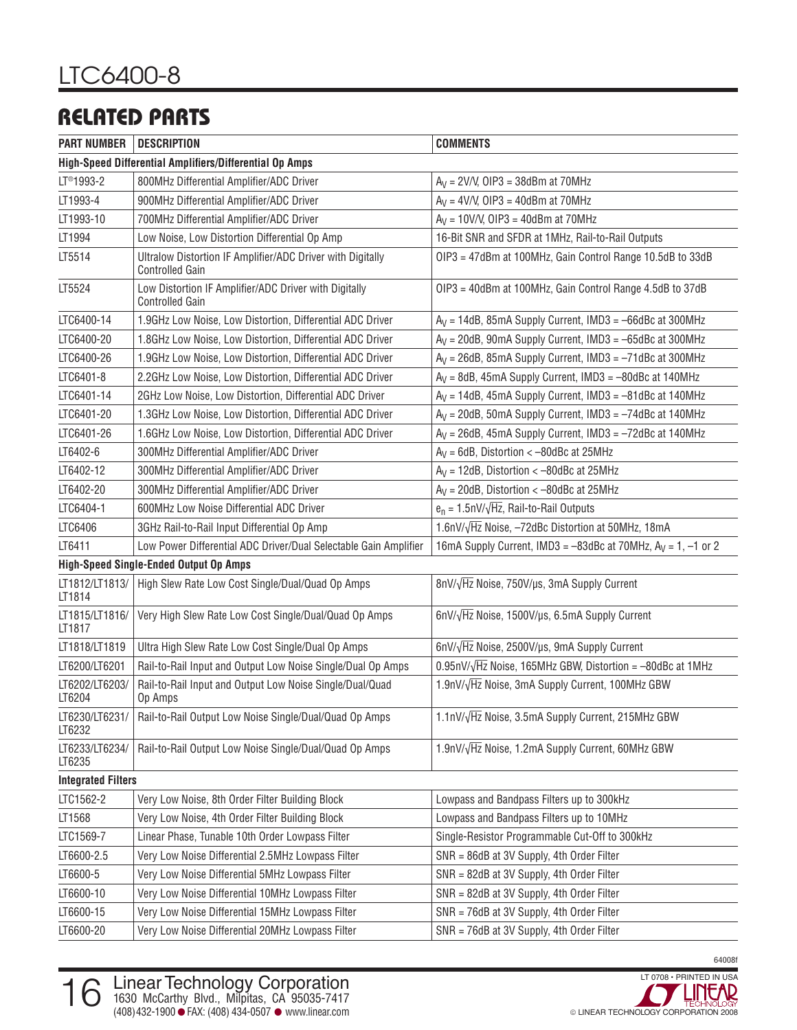## RELATED PARTS

| PART NUMBER | DESCRIPTION | COMMENTS |
|---|---|---|
| **High-Speed Differential Amplifiers/Differential Op Amps** | | |
| LT®1993-2 | 800MHz Differential Amplifier/ADC Driver | $A_V$ = 2V/V, OIP3 = 38dBm at 70MHz |
| LT1993-4 | 900MHz Differential Amplifier/ADC Driver | $A_V$ = 4V/V, OIP3 = 40dBm at 70MHz |
| LT1993-10 | 700MHz Differential Amplifier/ADC Driver | $A_V$ = 10V/V, OIP3 = 40dBm at 70MHz |
| LT1994 | Low Noise, Low Distortion Differential Op Amp | 16-Bit SNR and SFDR at 1MHz, Rail-to-Rail Outputs |
| LT5514 | Ultralow Distortion IF Amplifier/ADC Driver with Digitally Controlled Gain | OIP3 = 47dBm at 100MHz, Gain Control Range 10.5dB to 33dB |
| LT5524 | Low Distortion IF Amplifier/ADC Driver with Digitally Controlled Gain | OIP3 = 40dBm at 100MHz, Gain Control Range 4.5dB to 37dB |
| LTC6400-14 | 1.9GHz Low Noise, Low Distortion, Differential ADC Driver | $A_V$ = 14dB, 85mA Supply Current, IMD3 = –66dBc at 300MHz |
| LTC6400-20 | 1.8GHz Low Noise, Low Distortion, Differential ADC Driver | $A_V$ = 20dB, 90mA Supply Current, IMD3 = –65dBc at 300MHz |
| LTC6400-26 | 1.9GHz Low Noise, Low Distortion, Differential ADC Driver | $A_V$ = 26dB, 85mA Supply Current, IMD3 = –71dBc at 300MHz |
| LTC6401-8 | 2.2GHz Low Noise, Low Distortion, Differential ADC Driver | $A_V$ = 8dB, 45mA Supply Current, IMD3 = –80dBc at 140MHz |
| LTC6401-14 | 2GHz Low Noise, Low Distortion, Differential ADC Driver | $A_V$ = 14dB, 45mA Supply Current, IMD3 = –81dBc at 140MHz |
| LTC6401-20 | 1.3GHz Low Noise, Low Distortion, Differential ADC Driver | $A_V$ = 20dB, 50mA Supply Current, IMD3 = –74dBc at 140MHz |
| LTC6401-26 | 1.6GHz Low Noise, Low Distortion, Differential ADC Driver | $A_V$ = 26dB, 45mA Supply Current, IMD3 = –72dBc at 140MHz |
| LT6402-6 | 300MHz Differential Amplifier/ADC Driver | $A_V$ = 6dB, Distortion < –80dBc at 25MHz |
| LT6402-12 | 300MHz Differential Amplifier/ADC Driver | $A_V$ = 12dB, Distortion < –80dBc at 25MHz |
| LT6402-20 | 300MHz Differential Amplifier/ADC Driver | $A_V$ = 20dB, Distortion < –80dBc at 25MHz |
| LTC6404-1 | 600MHz Low Noise Differential ADC Driver | $e_n$ = 1.5nV/√Hz, Rail-to-Rail Outputs |
| LTC6406 | 3GHz Rail-to-Rail Input Differential Op Amp | 1.6nV/√Hz Noise, –72dBc Distortion at 50MHz, 18mA |
| LT6411 | Low Power Differential ADC Driver/Dual Selectable Gain Amplifier | 16mA Supply Current, IMD3 = –83dBc at 70MHz, $A_V$ = 1, –1 or 2 |
| **High-Speed Single-Ended Output Op Amps** | | |
| LT1812/LT1813/LT1814 | High Slew Rate Low Cost Single/Dual/Quad Op Amps | 8nV/√Hz Noise, 750V/μs, 3mA Supply Current |
| LT1815/LT1816/LT1817 | Very High Slew Rate Low Cost Single/Dual/Quad Op Amps | 6nV/√Hz Noise, 1500V/μs, 6.5mA Supply Current |
| LT1818/LT1819 | Ultra High Slew Rate Low Cost Single/Dual Op Amps | 6nV/√Hz Noise, 2500V/μs, 9mA Supply Current |
| LT6200/LT6201 | Rail-to-Rail Input and Output Low Noise Single/Dual Op Amps | 0.95nV/√Hz Noise, 165MHz GBW, Distortion = –80dBc at 1MHz |
| LT6202/LT6203/LT6204 | Rail-to-Rail Input and Output Low Noise Single/Dual/Quad Op Amps | 1.9nV/√Hz Noise, 3mA Supply Current, 100MHz GBW |
| LT6230/LT6231/LT6232 | Rail-to-Rail Output Low Noise Single/Dual/Quad Op Amps | 1.1nV/√Hz Noise, 3.5mA Supply Current, 215MHz GBW |
| LT6233/LT6234/LT6235 | Rail-to-Rail Output Low Noise Single/Dual/Quad Op Amps | 1.9nV/√Hz Noise, 1.2mA Supply Current, 60MHz GBW |
| **Integrated Filters** | | |
| LTC1562-2 | Very Low Noise, 8th Order Filter Building Block | Lowpass and Bandpass Filters up to 300kHz |
| LT1568 | Very Low Noise, 4th Order Filter Building Block | Lowpass and Bandpass Filters up to 10MHz |
| LTC1569-7 | Linear Phase, Tunable 10th Order Lowpass Filter | Single-Resistor Programmable Cut-Off to 300kHz |
| LT6600-2.5 | Very Low Noise Differential 2.5MHz Lowpass Filter | SNR = 86dB at 3V Supply, 4th Order Filter |
| LT6600-5 | Very Low Noise Differential 5MHz Lowpass Filter | SNR = 82dB at 3V Supply, 4th Order Filter |
| LT6600-10 | Very Low Noise Differential 10MHz Lowpass Filter | SNR = 82dB at 3V Supply, 4th Order Filter |
| LT6600-15 | Very Low Noise Differential 15MHz Lowpass Filter | SNR = 76dB at 3V Supply, 4th Order Filter |
| LT6600-20 | Very Low Noise Differential 20MHz Lowpass Filter | SNR = 76dB at 3V Supply, 4th Order Filter |

Linear Technology Corporation
1630 McCarthy Blvd., Milpitas, CA 95035-7417
(408) 432-1900 ● FAX: (408) 434-0507 ● www.linear.com

LT 0708 • PRINTED IN USA
© LINEAR TECHNOLOGY CORPORATION 2008